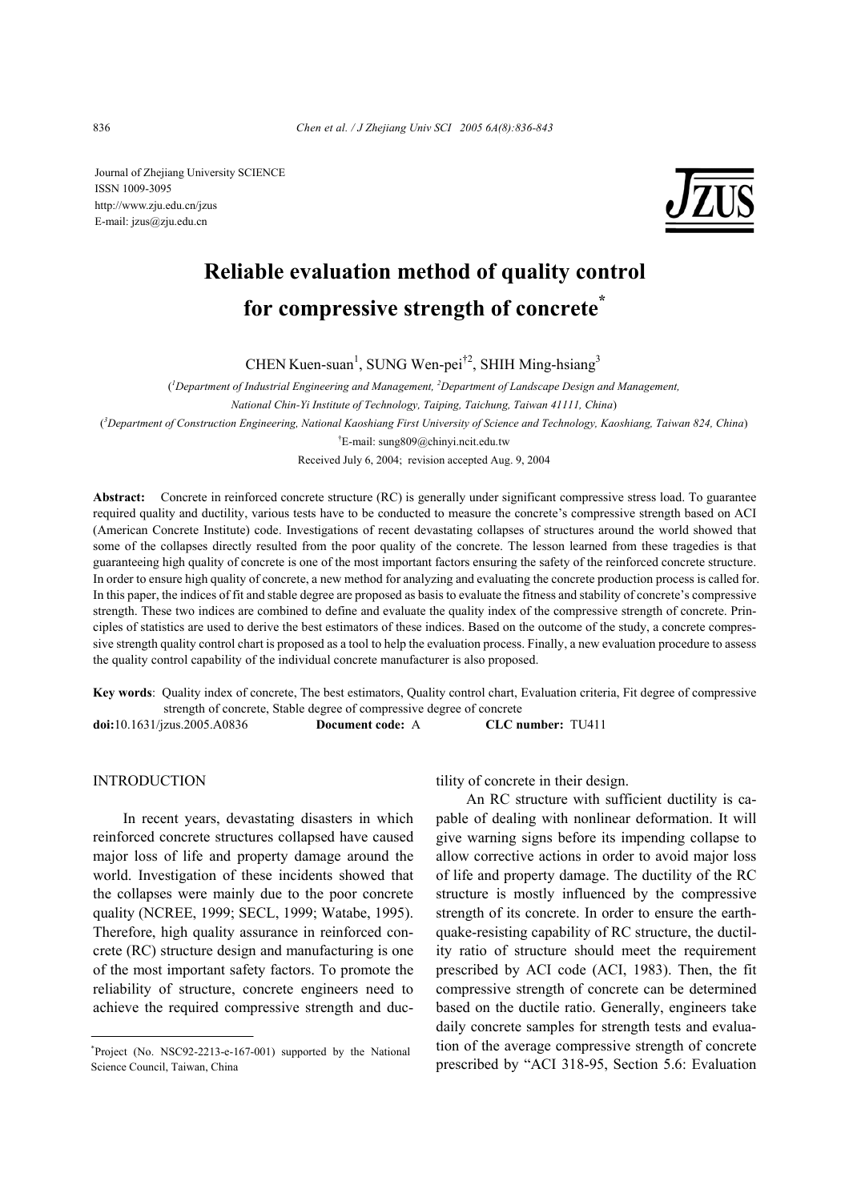Journal of Zhejiang University SCIENCE
ISSN 1009-3095
http://www.zju.edu.cn/jzus
E-mail: jzus@zju.edu.cn

# Reliable evaluation method of quality control for compressive strength of concrete*

CHEN Kuen-suan[1], SUNG Wen-pei[†2], SHIH Ming-hsiang[3]

([1]Department of Industrial Engineering and Management, [2]Department of Landscape Design and Management, National Chin-Yi Institute of Technology, Taiping, Taichung, Taiwan 41111, China)

([3]Department of Construction Engineering, National Kaoshiang First University of Science and Technology, Kaoshiang, Taiwan 824, China)

[†]E-mail: sung809@chinyi.ncit.edu.tw

Received July 6, 2004; revision accepted Aug. 9, 2004

**Abstract:** Concrete in reinforced concrete structure (RC) is generally under significant compressive stress load. To guarantee required quality and ductility, various tests have to be conducted to measure the concrete's compressive strength based on ACI (American Concrete Institute) code. Investigations of recent devastating collapses of structures around the world showed that some of the collapses directly resulted from the poor quality of the concrete. The lesson learned from these tragedies is that guaranteeing high quality of concrete is one of the most important factors ensuring the safety of the reinforced concrete structure. In order to ensure high quality of concrete, a new method for analyzing and evaluating the concrete production process is called for. In this paper, the indices of fit and stable degree are proposed as basis to evaluate the fitness and stability of concrete's compressive strength. These two indices are combined to define and evaluate the quality index of the compressive strength of concrete. Principles of statistics are used to derive the best estimators of these indices. Based on the outcome of the study, a concrete compressive strength quality control chart is proposed as a tool to help the evaluation process. Finally, a new evaluation procedure to assess the quality control capability of the individual concrete manufacturer is also proposed.

**Key words**: Quality index of concrete, The best estimators, Quality control chart, Evaluation criteria, Fit degree of compressive strength of concrete, Stable degree of compressive degree of concrete

**doi:**10.1631/jzus.2005.A0836 **Document code:** A **CLC number:** TU411

## INTRODUCTION

In recent years, devastating disasters in which reinforced concrete structures collapsed have caused major loss of life and property damage around the world. Investigation of these incidents showed that the collapses were mainly due to the poor concrete quality (NCREE, 1999; SECL, 1999; Watabe, 1995). Therefore, high quality assurance in reinforced concrete (RC) structure design and manufacturing is one of the most important safety factors. To promote the reliability of structure, concrete engineers need to achieve the required compressive strength and ductility of concrete in their design.

An RC structure with sufficient ductility is capable of dealing with nonlinear deformation. It will give warning signs before its impending collapse to allow corrective actions in order to avoid major loss of life and property damage. The ductility of the RC structure is mostly influenced by the compressive strength of its concrete. In order to ensure the earthquake-resisting capability of RC structure, the ductility ratio of structure should meet the requirement prescribed by ACI code (ACI, 1983). Then, the fit compressive strength of concrete can be determined based on the ductile ratio. Generally, engineers take daily concrete samples for strength tests and evaluation of the average compressive strength of concrete prescribed by "ACI 318-95, Section 5.6: Evaluation

*Project (No. NSC92-2213-e-167-001) supported by the National Science Council, Taiwan, China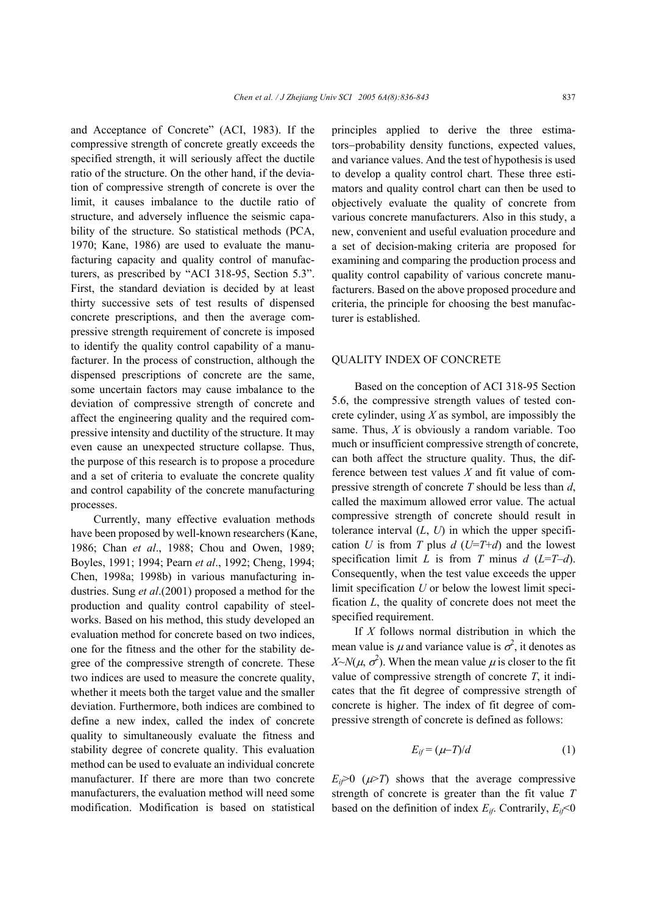and Acceptance of Concrete" (ACI, 1983). If the compressive strength of concrete greatly exceeds the specified strength, it will seriously affect the ductile ratio of the structure. On the other hand, if the deviation of compressive strength of concrete is over the limit, it causes imbalance to the ductile ratio of structure, and adversely influence the seismic capability of the structure. So statistical methods (PCA, 1970; Kane, 1986) are used to evaluate the manufacturing capacity and quality control of manufacturers, as prescribed by "ACI 318-95, Section 5.3". First, the standard deviation is decided by at least thirty successive sets of test results of dispensed concrete prescriptions, and then the average compressive strength requirement of concrete is imposed to identify the quality control capability of a manufacturer. In the process of construction, although the dispensed prescriptions of concrete are the same, some uncertain factors may cause imbalance to the deviation of compressive strength of concrete and affect the engineering quality and the required compressive intensity and ductility of the structure. It may even cause an unexpected structure collapse. Thus, the purpose of this research is to propose a procedure and a set of criteria to evaluate the concrete quality and control capability of the concrete manufacturing processes.

Currently, many effective evaluation methods have been proposed by well-known researchers (Kane, 1986; Chan *et al*., 1988; Chou and Owen, 1989; Boyles, 1991; 1994; Pearn *et al*., 1992; Cheng, 1994; Chen, 1998a; 1998b) in various manufacturing industries. Sung *et al*.(2001) proposed a method for the production and quality control capability of steelworks. Based on his method, this study developed an evaluation method for concrete based on two indices, one for the fitness and the other for the stability degree of the compressive strength of concrete. These two indices are used to measure the concrete quality, whether it meets both the target value and the smaller deviation. Furthermore, both indices are combined to define a new index, called the index of concrete quality to simultaneously evaluate the fitness and stability degree of concrete quality. This evaluation method can be used to evaluate an individual concrete manufacturer. If there are more than two concrete manufacturers, the evaluation method will need some modification. Modification is based on statistical principles applied to derive the three estimators−probability density functions, expected values, and variance values. And the test of hypothesis is used to develop a quality control chart. These three estimators and quality control chart can then be used to objectively evaluate the quality of concrete from various concrete manufacturers. Also in this study, a new, convenient and useful evaluation procedure and a set of decision-making criteria are proposed for examining and comparing the production process and quality control capability of various concrete manufacturers. Based on the above proposed procedure and criteria, the principle for choosing the best manufacturer is established.

## QUALITY INDEX OF CONCRETE

Based on the conception of ACI 318-95 Section 5.6, the compressive strength values of tested concrete cylinder, using $X$ as symbol, are impossibly the same. Thus, $X$ is obviously a random variable. Too much or insufficient compressive strength of concrete, can both affect the structure quality. Thus, the difference between test values $X$ and fit value of compressive strength of concrete $T$ should be less than $d$, called the maximum allowed error value. The actual compressive strength of concrete should result in tolerance interval ($L$, $U$) in which the upper specification $U$ is from $T$ plus $d$ ($U=T+d$) and the lowest specification limit $L$ is from $T$ minus $d$ ($L=T-d$). Consequently, when the test value exceeds the upper limit specification $U$ or below the lowest limit specification $L$, the quality of concrete does not meet the specified requirement.

If $X$ follows normal distribution in which the mean value is $\mu$ and variance value is $\sigma^2$, it denotes as $X \sim N(\mu, \sigma^2)$. When the mean value $\mu$ is closer to the fit value of compressive strength of concrete $T$, it indicates that the fit degree of compressive strength of concrete is higher. The index of fit degree of compressive strength of concrete is defined as follows:

$$E_{if} = (\mu - T)/d \tag{1}$$

$E_{if}>0$ ($\mu>T$) shows that the average compressive strength of concrete is greater than the fit value $T$ based on the definition of index $E_{if}$. Contrarily, $E_{if}<0$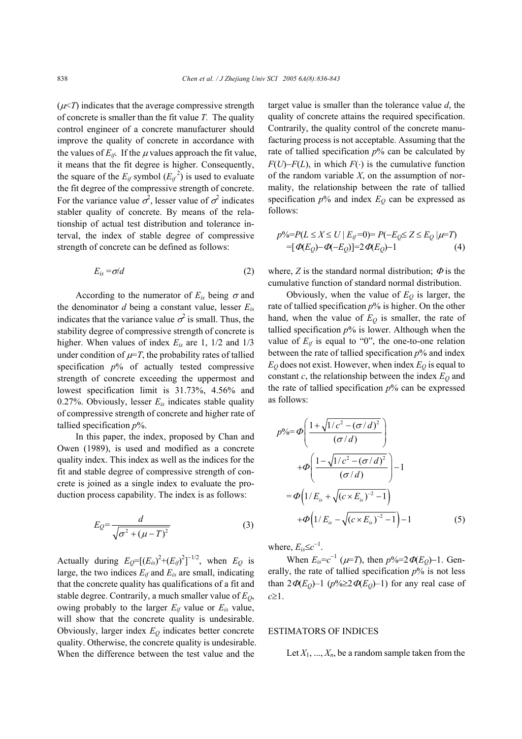($\mu<T$) indicates that the average compressive strength of concrete is smaller than the fit value $T$. The quality control engineer of a concrete manufacturer should improve the quality of concrete in accordance with the values of $E_{if}$. If the $\mu$ values approach the fit value, it means that the fit degree is higher. Consequently, the square of the $E_{if}$ symbol ($E_{if}^2$) is used to evaluate the fit degree of the compressive strength of concrete. For the variance value $\sigma^2$, lesser value of $\sigma^2$ indicates stabler quality of concrete. By means of the relationship of actual test distribution and tolerance interval, the index of stable degree of compressive strength of concrete can be defined as follows:

$$E_{is} = \sigma/d \tag{2}$$

According to the numerator of $E_{is}$ being $\sigma$ and the denominator $d$ being a constant value, lesser $E_{is}$ indicates that the variance value $\sigma^2$ is small. Thus, the stability degree of compressive strength of concrete is higher. When values of index $E_{is}$ are 1, 1/2 and 1/3 under condition of $\mu=T$, the probability rates of tallied specification $p$% of actually tested compressive strength of concrete exceeding the uppermost and lowest specification limit is 31.73%, 4.56% and 0.27%. Obviously, lesser $E_{is}$ indicates stable quality of compressive strength of concrete and higher rate of tallied specification $p$%.

In this paper, the index, proposed by Chan and Owen (1989), is used and modified as a concrete quality index. This index as well as the indices for the fit and stable degree of compressive strength of concrete is joined as a single index to evaluate the production process capability. The index is as follows:

$$E_Q = \frac{d}{\sqrt{\sigma^2 + (\mu - T)^2}} \tag{3}$$

Actually during $E_Q = [(E_{is})^2 + (E_{if})^2]^{-1/2}$, when $E_Q$ is large, the two indices $E_{if}$ and $E_{is}$ are small, indicating that the concrete quality has qualifications of a fit and stable degree. Contrarily, a much smaller value of $E_Q$, owing probably to the larger $E_{if}$ value or $E_{is}$ value, will show that the concrete quality is undesirable. Obviously, larger index $E_Q$ indicates better concrete quality. Otherwise, the concrete quality is undesirable. When the difference between the test value and the target value is smaller than the tolerance value $d$, the quality of concrete attains the required specification. Contrarily, the quality control of the concrete manufacturing process is not acceptable. Assuming that the rate of tallied specification $p$% can be calculated by $F(U)-F(L)$, in which $F(\cdot)$ is the cumulative function of the random variable $X$, on the assumption of normality, the relationship between the rate of tallied specification $p$% and index $E_Q$ can be expressed as follows:

$$\begin{aligned} p\% &= P(L \le X \le U \mid E_{if}=0) = P(-E_Q \le Z \le E_Q \mid \mu=T) \\ &= [\Phi(E_Q) - \Phi(-E_Q)] = 2\Phi(E_Q) - 1 \end{aligned} \tag{4}$$

where, $Z$ is the standard normal distribution; $\Phi$ is the cumulative function of standard normal distribution.

Obviously, when the value of $E_Q$ is larger, the rate of tallied specification $p$% is higher. On the other hand, when the value of $E_Q$ is smaller, the rate of tallied specification $p$% is lower. Although when the value of $E_{if}$ is equal to "0", the one-to-one relation between the rate of tallied specification $p$% and index $E_Q$ does not exist. However, when index $E_Q$ is equal to constant $c$, the relationship between the index $E_Q$ and the rate of tallied specification $p$% can be expressed as follows:

$$\begin{aligned} p\% &= \Phi\left(\frac{1+\sqrt{1/c^2-(\sigma/d)^2}}{(\sigma/d)}\right) + \Phi\left(\frac{1-\sqrt{1/c^2-(\sigma/d)^2}}{(\sigma/d)}\right) - 1 \\ &= \Phi\left(1/E_{is} + \sqrt{(c\times E_{is})^{-2}-1}\right) + \Phi\left(1/E_{is} - \sqrt{(c\times E_{is})^{-2}-1}\right) - 1 \end{aligned} \tag{5}$$

where, $E_{is} \le c^{-1}$.

When $E_{is}=c^{-1}$ ($\mu=T$), then $p\%=2\Phi(E_Q)-1$. Generally, the rate of tallied specification $p$% is not less than $2\Phi(E_Q)-1$ ($p\% \ge 2\Phi(E_Q)-1$) for any real case of $c \ge 1$.

## ESTIMATORS OF INDICES

Let $X_1, ..., X_n$, be a random sample taken from the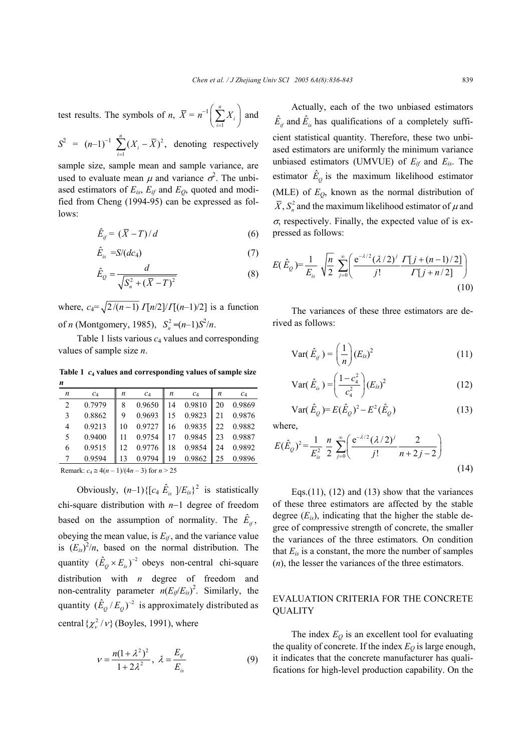test results. The symbols of $n$, $\overline{X} = n^{-1}\left(\sum_{i=1}^{n} X_i\right)$ and $S^2 = (n-1)^{-1}\sum_{i=1}^{n}(X_i - \overline{X})^2$, denoting respectively sample size, sample mean and sample variance, are used to evaluate mean $\mu$ and variance $\sigma^2$. The unbiased estimators of $E_{is}$, $E_{if}$ and $E_Q$, quoted and modified from Cheng (1994-95) can be expressed as follows:

$$\hat{E}_{if} = (\overline{X} - T)/d \tag{6}$$

$$\hat{E}_{is} = S/(dc_4) \tag{7}$$

$$\hat{E}_Q = \frac{d}{\sqrt{S_n^2 + (\overline{X} - T)^2}} \tag{8}$$

where, $c_4 = \sqrt{2/(n-1)}\,\Gamma[n/2]/\Gamma[(n-1)/2]$ is a function of $n$ (Montgomery, 1985), $S_n^2 = (n-1)S^2/n$.

Table 1 lists various $c_4$ values and corresponding values of sample size $n$.

**Table 1 $c_4$ values and corresponding values of sample size $n$**

| $n$ | $c_4$ | $n$ | $c_4$ | $n$ | $c_4$ | $n$ | $c_4$ |
|---|---|---|---|---|---|---|---|
| 2 | 0.7979 | 8 | 0.9650 | 14 | 0.9810 | 20 | 0.9869 |
| 3 | 0.8862 | 9 | 0.9693 | 15 | 0.9823 | 21 | 0.9876 |
| 4 | 0.9213 | 10 | 0.9727 | 16 | 0.9835 | 22 | 0.9882 |
| 5 | 0.9400 | 11 | 0.9754 | 17 | 0.9845 | 23 | 0.9887 |
| 6 | 0.9515 | 12 | 0.9776 | 18 | 0.9854 | 24 | 0.9892 |
| 7 | 0.9594 | 13 | 0.9794 | 19 | 0.9862 | 25 | 0.9896 |

Remark: $c_4 \cong 4(n-1)/(4n-3)$ for $n > 25$

Obviously, $(n-1)\{[c_4\,\hat{E}_{is}]/E_{is}\}^2$ is statistically chi-square distribution with $n-1$ degree of freedom based on the assumption of normality. The $\hat{E}_{if}$, obeying the mean value, is $E_{if}$, and the variance value is $(E_{is})^2/n$, based on the normal distribution. The quantity $(\hat{E}_Q \times E_{is})^{-2}$ obeys non-central chi-square distribution with $n$ degree of freedom and non-centrality parameter $n(E_{if}/E_{is})^2$. Similarly, the quantity $(\hat{E}_Q / E_Q)^{-2}$ is approximately distributed as central $\{\chi_\nu^2/\nu\}$ (Boyles, 1991), where

$$\nu = \frac{n(1+\lambda^2)^2}{1+2\lambda^2},\ \lambda = \frac{E_{if}}{E_{is}} \tag{9}$$

Actually, each of the two unbiased estimators $\hat{E}_{if}$ and $\hat{E}_{is}$ has qualifications of a completely sufficient statistical quantity. Therefore, these two unbiased estimators are uniformly the minimum variance unbiased estimators (UMVUE) of $E_{if}$ and $E_{is}$. The estimator $\hat{E}_Q$ is the maximum likelihood estimator (MLE) of $E_Q$, known as the normal distribution of $\overline{X}$, $S_n^2$ and the maximum likelihood estimator of $\mu$ and $\sigma$, respectively. Finally, the expected value of is expressed as follows:

$$E(\hat{E}_Q) = \frac{1}{E_{is}}\sqrt{\frac{n}{2}}\sum_{j=0}^{\infty}\left(\frac{\mathrm{e}^{-\lambda/2}(\lambda/2)^j}{j!}\frac{\Gamma[j+(n-1)/2]}{\Gamma[j+n/2]}\right) \tag{10}$$

The variances of these three estimators are derived as follows:

$$\mathrm{Var}(\hat{E}_{if}) = \left(\frac{1}{n}\right)(E_{is})^2 \tag{11}$$

$$\mathrm{Var}(\hat{E}_{is}) = \left(\frac{1-c_4^2}{c_4^2}\right)(E_{is})^2 \tag{12}$$

$$\mathrm{Var}(\hat{E}_Q) = E(\hat{E}_Q)^2 - E^2(\hat{E}_Q) \tag{13}$$

where,

$$E(\hat{E}_Q)^2 = \frac{1}{E_{is}^2}\,\frac{n}{2}\sum_{j=0}^{\infty}\left(\frac{\mathrm{e}^{-\lambda/2}(\lambda/2)^j}{j!}\frac{2}{n+2j-2}\right) \tag{14}$$

Eqs.(11), (12) and (13) show that the variances of these three estimators are affected by the stable degree ($E_{is}$), indicating that the higher the stable degree of compressive strength of concrete, the smaller the variances of the three estimators. On condition that $E_{is}$ is a constant, the more the number of samples ($n$), the lesser the variances of the three estimators.

## EVALUATION CRITERIA FOR THE CONCRETE QUALITY

The index $E_Q$ is an excellent tool for evaluating the quality of concrete. If the index $E_Q$ is large enough, it indicates that the concrete manufacturer has qualifications for high-level production capability. On the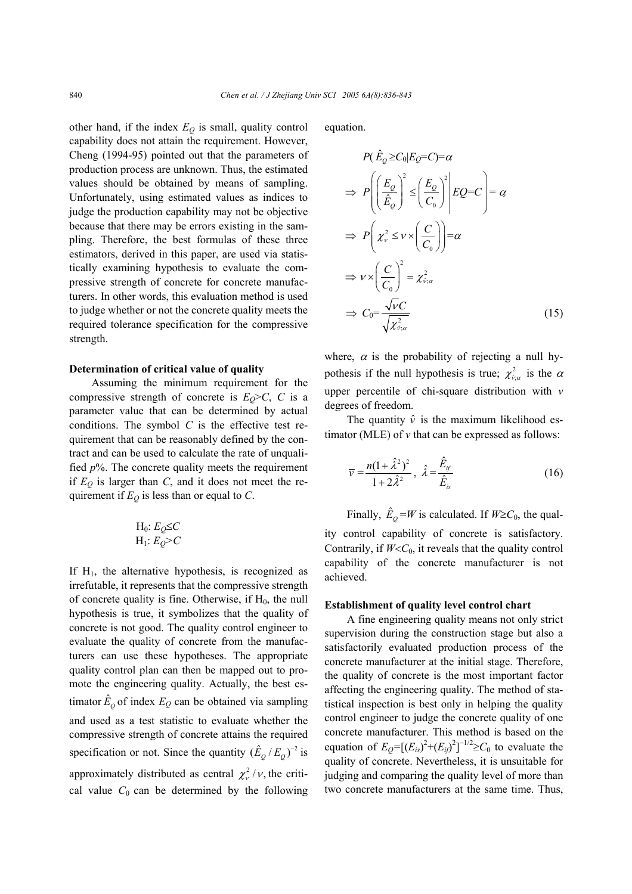other hand, if the index $E_Q$ is small, quality control capability does not attain the requirement. However, Cheng (1994-95) pointed out that the parameters of production process are unknown. Thus, the estimated values should be obtained by means of sampling. Unfortunately, using estimated values as indices to judge the production capability may not be objective because that there may be errors existing in the sampling. Therefore, the best formulas of these three estimators, derived in this paper, are used via statistically examining hypothesis to evaluate the compressive strength of concrete for concrete manufacturers. In other words, this evaluation method is used to judge whether or not the concrete quality meets the required tolerance specification for the compressive strength.

**Determination of critical value of quality**

Assuming the minimum requirement for the compressive strength of concrete is $E_Q>C$, $C$ is a parameter value that can be determined by actual conditions. The symbol $C$ is the effective test requirement that can be reasonably defined by the contract and can be used to calculate the rate of unqualified $p$%. The concrete quality meets the requirement if $E_Q$ is larger than $C$, and it does not meet the requirement if $E_Q$ is less than or equal to $C$.

$$\mathrm{H}_0: E_Q \le C$$
$$\mathrm{H}_1: E_Q > C$$

If $\mathrm{H}_1$, the alternative hypothesis, is recognized as irrefutable, it represents that the compressive strength of concrete quality is fine. Otherwise, if $\mathrm{H}_0$, the null hypothesis is true, it symbolizes that the quality of concrete is not good. The quality control engineer to evaluate the quality of concrete from the manufacturers can use these hypotheses. The appropriate quality control plan can then be mapped out to promote the engineering quality. Actually, the best estimator $\hat{E}_Q$ of index $E_Q$ can be obtained via sampling and used as a test statistic to evaluate whether the compressive strength of concrete attains the required specification or not. Since the quantity $(\hat{E}_Q/E_Q)^{-2}$ is approximately distributed as central $\chi_\nu^2/\nu$, the critical value $C_0$ can be determined by the following equation.

$$
\begin{aligned}
& P(\hat{E}_Q \ge C_0 | E_Q = C) = \alpha \\
\Rightarrow\ & P\left( \left(\frac{E_Q}{\hat{E}_Q}\right)^2 \le \left(\frac{E_Q}{C_0}\right)^2 \middle| EQ = C \right) = \alpha \\
\Rightarrow\ & P\left( \chi_\nu^2 \le \nu \times \left(\frac{C}{C_0}\right) \right) = \alpha \\
\Rightarrow\ & \nu \times \left(\frac{C}{C_0}\right)^2 = \chi_{\hat{\nu};\alpha}^2 \\
\Rightarrow\ & C_0 = \frac{\sqrt{\nu} C}{\sqrt{\chi_{\hat{\nu};\alpha}^2}}
\end{aligned}
\tag{15}
$$

where, $\alpha$ is the probability of rejecting a null hypothesis if the null hypothesis is true; $\chi_{\hat{\nu};\alpha}^2$ is the $\alpha$ upper percentile of chi-square distribution with $v$ degrees of freedom.

The quantity $\hat{\nu}$ is the maximum likelihood estimator (MLE) of $v$ that can be expressed as follows:

$$\bar{\nu} = \frac{n(1+\hat{\lambda}^2)^2}{1+2\hat{\lambda}^2},\ \hat{\lambda} = \frac{\hat{E}_{if}}{\hat{E}_{is}} \tag{16}$$

Finally, $\hat{E}_Q = W$ is calculated. If $W \ge C_0$, the quality control capability of concrete is satisfactory. Contrarily, if $W < C_0$, it reveals that the quality control capability of the concrete manufacturer is not achieved.

**Establishment of quality level control chart**

A fine engineering quality means not only strict supervision during the construction stage but also a satisfactorily evaluated production process of the concrete manufacturer at the initial stage. Therefore, the quality of concrete is the most important factor affecting the engineering quality. The method of statistical inspection is best only in helping the quality control engineer to judge the concrete quality of one concrete manufacturer. This method is based on the equation of $E_Q = [(E_{is})^2 + (E_{if})^2]^{-1/2} \ge C_0$ to evaluate the quality of concrete. Nevertheless, it is unsuitable for judging and comparing the quality level of more than two concrete manufacturers at the same time. Thus,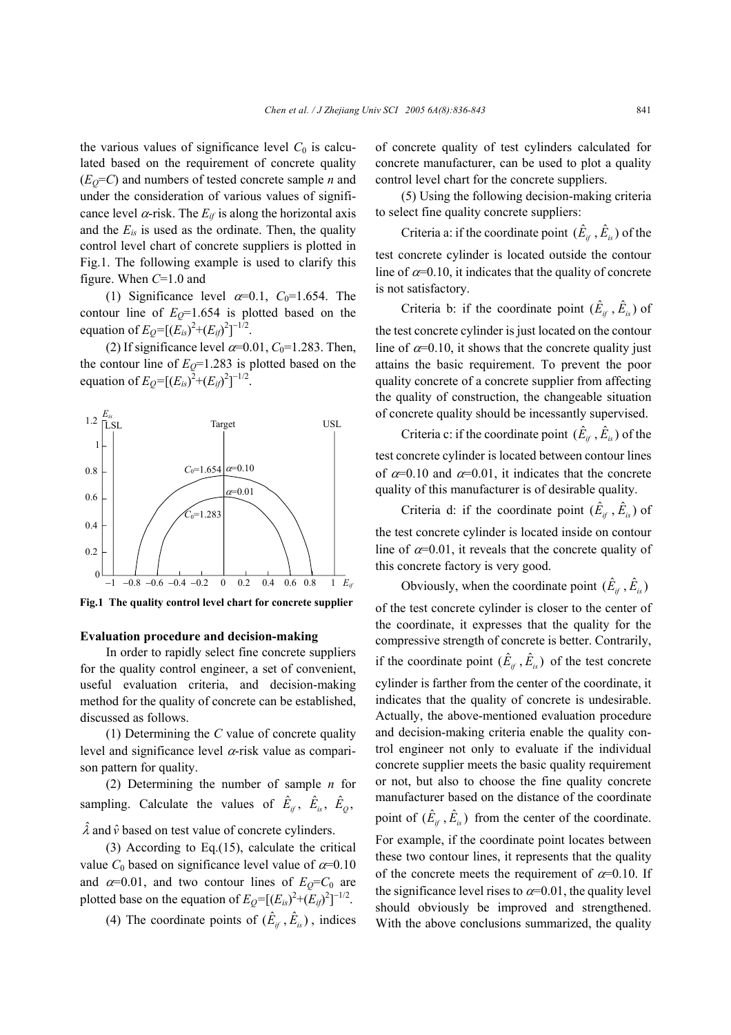the various values of significance level $C_0$ is calculated based on the requirement of concrete quality ($E_Q$=$C$) and numbers of tested concrete sample $n$ and under the consideration of various values of significance level $\alpha$-risk. The $E_{if}$ is along the horizontal axis and the $E_{is}$ is used as the ordinate. Then, the quality control level chart of concrete suppliers is plotted in Fig.1. The following example is used to clarify this figure. When $C$=1.0 and

(1) Significance level $\alpha$=0.1, $C_0$=1.654. The contour line of $E_Q$=1.654 is plotted based on the equation of $E_Q=[(E_{is})^2+(E_{if})^2]^{-1/2}$.

(2) If significance level $\alpha$=0.01, $C_0$=1.283. Then, the contour line of $E_Q$=1.283 is plotted based on the equation of $E_Q=[(E_{is})^2+(E_{if})^2]^{-1/2}$.

**Fig.1 The quality control level chart for concrete supplier**

### Evaluation procedure and decision-making

In order to rapidly select fine concrete suppliers for the quality control engineer, a set of convenient, useful evaluation criteria, and decision-making method for the quality of concrete can be established, discussed as follows.

(1) Determining the $C$ value of concrete quality level and significance level $\alpha$-risk value as comparison pattern for quality.

(2) Determining the number of sample $n$ for sampling. Calculate the values of $\hat{E}_{if}$, $\hat{E}_{is}$, $\hat{E}_{Q}$, $\hat{\lambda}$ and $\hat{\nu}$ based on test value of concrete cylinders.

(3) According to Eq.(15), calculate the critical value $C_0$ based on significance level value of $\alpha$=0.10 and $\alpha$=0.01, and two contour lines of $E_Q$=$C_0$ are plotted base on the equation of $E_Q=[(E_{is})^2+(E_{if})^2]^{-1/2}$.

(4) The coordinate points of $(\hat{E}_{if}, \hat{E}_{is})$, indices of concrete quality of test cylinders calculated for concrete manufacturer, can be used to plot a quality control level chart for the concrete suppliers.

(5) Using the following decision-making criteria to select fine quality concrete suppliers:

Criteria a: if the coordinate point $(\hat{E}_{if}, \hat{E}_{is})$ of the test concrete cylinder is located outside the contour line of $\alpha$=0.10, it indicates that the quality of concrete is not satisfactory.

Criteria b: if the coordinate point $(\hat{E}_{if}, \hat{E}_{is})$ of the test concrete cylinder is just located on the contour line of $\alpha$=0.10, it shows that the concrete quality just attains the basic requirement. To prevent the poor quality concrete of a concrete supplier from affecting the quality of construction, the changeable situation of concrete quality should be incessantly supervised.

Criteria c: if the coordinate point $(\hat{E}_{if}, \hat{E}_{is})$ of the test concrete cylinder is located between contour lines of $\alpha$=0.10 and $\alpha$=0.01, it indicates that the concrete quality of this manufacturer is of desirable quality.

Criteria d: if the coordinate point $(\hat{E}_{if}, \hat{E}_{is})$ of the test concrete cylinder is located inside on contour line of $\alpha$=0.01, it reveals that the concrete quality of this concrete factory is very good.

Obviously, when the coordinate point $(\hat{E}_{if}, \hat{E}_{is})$ of the test concrete cylinder is closer to the center of the coordinate, it expresses that the quality for the compressive strength of concrete is better. Contrarily, if the coordinate point $(\hat{E}_{if}, \hat{E}_{is})$ of the test concrete cylinder is farther from the center of the coordinate, it indicates that the quality of concrete is undesirable. Actually, the above-mentioned evaluation procedure and decision-making criteria enable the quality control engineer not only to evaluate if the individual concrete supplier meets the basic quality requirement or not, but also to choose the fine quality concrete manufacturer based on the distance of the coordinate point of $(\hat{E}_{if}, \hat{E}_{is})$ from the center of the coordinate. For example, if the coordinate point locates between these two contour lines, it represents that the quality of the concrete meets the requirement of $\alpha$=0.10. If the significance level rises to $\alpha$=0.01, the quality level should obviously be improved and strengthened. With the above conclusions summarized, the quality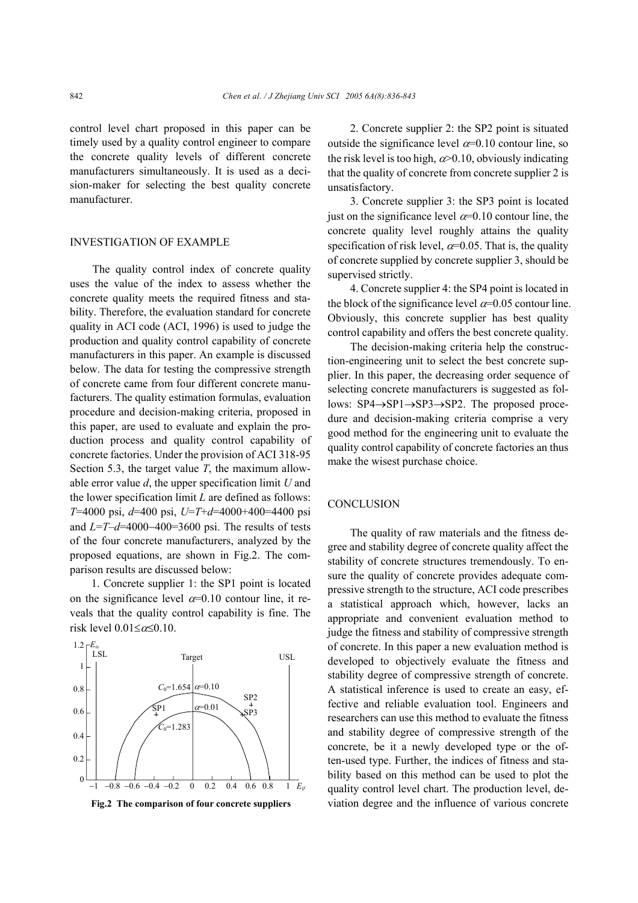control level chart proposed in this paper can be timely used by a quality control engineer to compare the concrete quality levels of different concrete manufacturers simultaneously. It is used as a decision-maker for selecting the best quality concrete manufacturer.

## INVESTIGATION OF EXAMPLE

The quality control index of concrete quality uses the value of the index to assess whether the concrete quality meets the required fitness and stability. Therefore, the evaluation standard for concrete quality in ACI code (ACI, 1996) is used to judge the production and quality control capability of concrete manufacturers in this paper. An example is discussed below. The data for testing the compressive strength of concrete came from four different concrete manufacturers. The quality estimation formulas, evaluation procedure and decision-making criteria, proposed in this paper, are used to evaluate and explain the production process and quality control capability of concrete factories. Under the provision of ACI 318-95 Section 5.3, the target value $T$, the maximum allowable error value $d$, the upper specification limit $U$ and the lower specification limit $L$ are defined as follows: $T$=4000 psi, $d$=400 psi, $U=T+d$=4000+400=4400 psi and $L=T-d$=4000−400=3600 psi. The results of tests of the four concrete manufacturers, analyzed by the proposed equations, are shown in Fig.2. The comparison results are discussed below:

1. Concrete supplier 1: the SP1 point is located on the significance level $\alpha$=0.10 contour line, it reveals that the quality control capability is fine. The risk level $0.01\leq\alpha\leq0.10$.

**Fig.2 The comparison of four concrete suppliers**

2. Concrete supplier 2: the SP2 point is situated outside the significance level $\alpha$=0.10 contour line, so the risk level is too high, $\alpha$>0.10, obviously indicating that the quality of concrete from concrete supplier 2 is unsatisfactory.

3. Concrete supplier 3: the SP3 point is located just on the significance level $\alpha$=0.10 contour line, the concrete quality level roughly attains the quality specification of risk level, $\alpha$=0.05. That is, the quality of concrete supplied by concrete supplier 3, should be supervised strictly.

4. Concrete supplier 4: the SP4 point is located in the block of the significance level $\alpha$=0.05 contour line. Obviously, this concrete supplier has best quality control capability and offers the best concrete quality.

The decision-making criteria help the construction-engineering unit to select the best concrete supplier. In this paper, the decreasing order sequence of selecting concrete manufacturers is suggested as follows: SP4→SP1→SP3→SP2. The proposed procedure and decision-making criteria comprise a very good method for the engineering unit to evaluate the quality control capability of concrete factories an thus make the wisest purchase choice.

## CONCLUSION

The quality of raw materials and the fitness degree and stability degree of concrete quality affect the stability of concrete structures tremendously. To ensure the quality of concrete provides adequate compressive strength to the structure, ACI code prescribes a statistical approach which, however, lacks an appropriate and convenient evaluation method to judge the fitness and stability of compressive strength of concrete. In this paper a new evaluation method is developed to objectively evaluate the fitness and stability degree of compressive strength of concrete. A statistical inference is used to create an easy, effective and reliable evaluation tool. Engineers and researchers can use this method to evaluate the fitness and stability degree of compressive strength of the concrete, be it a newly developed type or the often-used type. Further, the indices of fitness and stability based on this method can be used to plot the quality control level chart. The production level, deviation degree and the influence of various concrete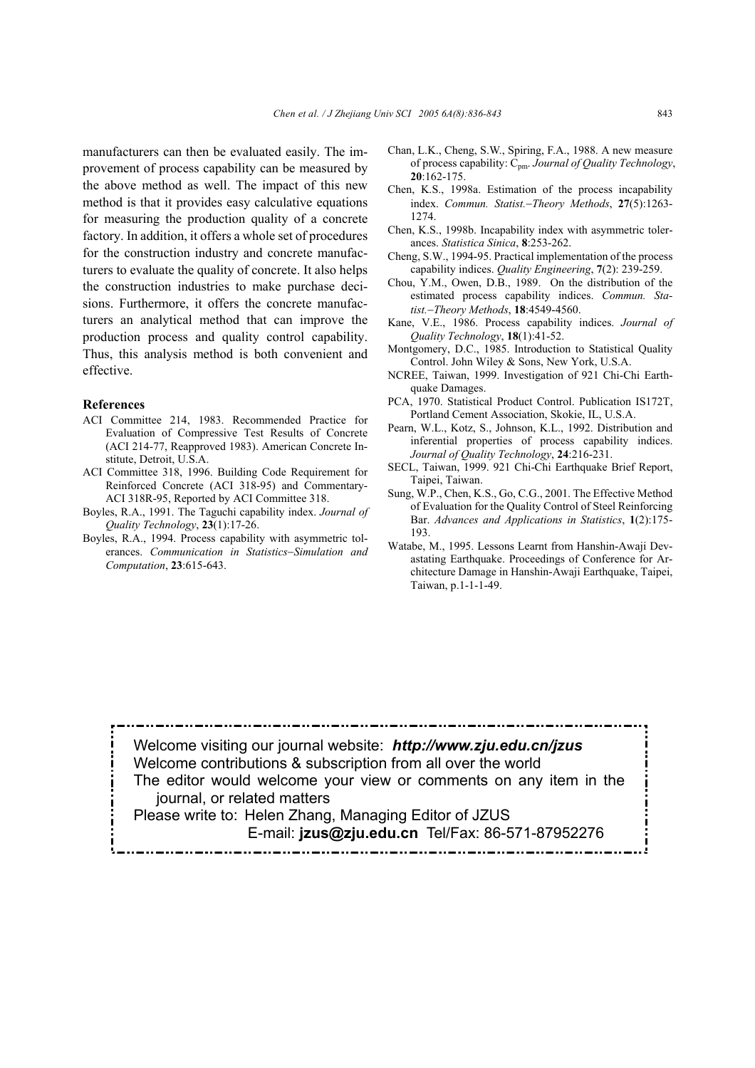manufacturers can then be evaluated easily. The improvement of process capability can be measured by the above method as well. The impact of this new method is that it provides easy calculative equations for measuring the production quality of a concrete factory. In addition, it offers a whole set of procedures for the construction industry and concrete manufacturers to evaluate the quality of concrete. It also helps the construction industries to make purchase decisions. Furthermore, it offers the concrete manufacturers an analytical method that can improve the production process and quality control capability. Thus, this analysis method is both convenient and effective.

## References

ACI Committee 214, 1983. Recommended Practice for Evaluation of Compressive Test Results of Concrete (ACI 214-77, Reapproved 1983). American Concrete Institute, Detroit, U.S.A.

ACI Committee 318, 1996. Building Code Requirement for Reinforced Concrete (ACI 318-95) and Commentary-ACI 318R-95, Reported by ACI Committee 318.

Boyles, R.A., 1991. The Taguchi capability index. *Journal of Quality Technology*, **23**(1):17-26.

Boyles, R.A., 1994. Process capability with asymmetric tolerances. *Communication in Statistics−Simulation and Computation*, **23**:615-643.

Chan, L.K., Cheng, S.W., Spiring, F.A., 1988. A new measure of process capability: $C_{pm}$. *Journal of Quality Technology*, **20**:162-175.

Chen, K.S., 1998a. Estimation of the process incapability index. *Commun. Statist.−Theory Methods*, **27**(5):1263-1274.

Chen, K.S., 1998b. Incapability index with asymmetric tolerances. *Statistica Sinica*, **8**:253-262.

Cheng, S.W., 1994-95. Practical implementation of the process capability indices. *Quality Engineering*, **7**(2): 239-259.

Chou, Y.M., Owen, D.B., 1989. On the distribution of the estimated process capability indices. *Commun. Statist.−Theory Methods*, **18**:4549-4560.

Kane, V.E., 1986. Process capability indices. *Journal of Quality Technology*, **18**(1):41-52.

Montgomery, D.C., 1985. Introduction to Statistical Quality Control. John Wiley & Sons, New York, U.S.A.

NCREE, Taiwan, 1999. Investigation of 921 Chi-Chi Earthquake Damages.

PCA, 1970. Statistical Product Control. Publication IS172T, Portland Cement Association, Skokie, IL, U.S.A.

Pearn, W.L., Kotz, S., Johnson, K.L., 1992. Distribution and inferential properties of process capability indices. *Journal of Quality Technology*, **24**:216-231.

SECL, Taiwan, 1999. 921 Chi-Chi Earthquake Brief Report, Taipei, Taiwan.

Sung, W.P., Chen, K.S., Go, C.G., 2001. The Effective Method of Evaluation for the Quality Control of Steel Reinforcing Bar. *Advances and Applications in Statistics*, **1**(2):175-193.

Watabe, M., 1995. Lessons Learnt from Hanshin-Awaji Devastating Earthquake. Proceedings of Conference for Architecture Damage in Hanshin-Awaji Earthquake, Taipei, Taiwan, p.1-1-1-49.

Welcome visiting our journal website: ***http://www.zju.edu.cn/jzus***
Welcome contributions & subscription from all over the world
The editor would welcome your view or comments on any item in the journal, or related matters
Please write to: Helen Zhang, Managing Editor of JZUS
E-mail: **jzus@zju.edu.cn** Tel/Fax: 86-571-87952276